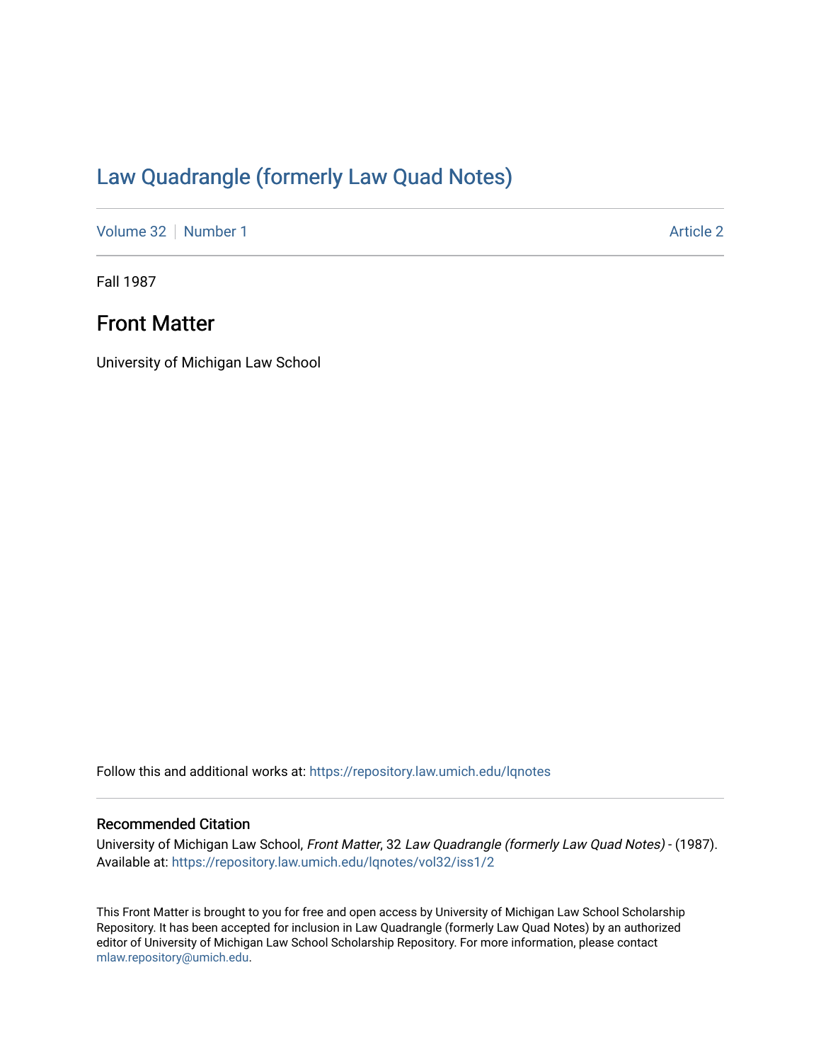# Law Quadrangle (formerly Law Quad Notes)

Volume 32 | Number 1 Article 2

Fall 1987

## Front Matter

University of Michigan Law School

Follow this and additional works at: https://repository.law.umich.edu/lqnotes

### Recommended Citation

University of Michigan Law School, *Front Matter*, 32 *Law Quadrangle (formerly Law Quad Notes)* - (1987). Available at: https://repository.law.umich.edu/lqnotes/vol32/iss1/2

This Front Matter is brought to you for free and open access by University of Michigan Law School Scholarship Repository. It has been accepted for inclusion in Law Quadrangle (formerly Law Quad Notes) by an authorized editor of University of Michigan Law School Scholarship Repository. For more information, please contact mlaw.repository@umich.edu.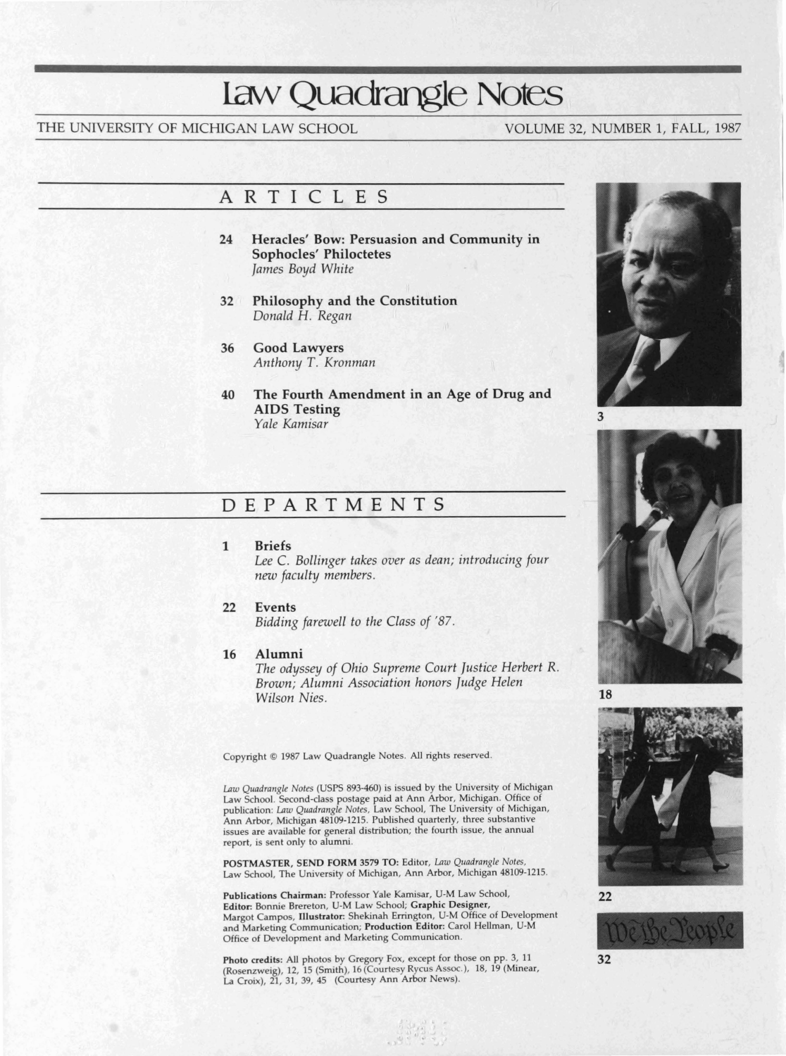# Law Quadrangle Notes

THE UNIVERSITY OF MICHIGAN LAW SCHOOL — VOLUME 32, NUMBER 1, FALL, 1987

## ARTICLES

**24 Heracles' Bow: Persuasion and Community in Sophocles' Philoctetes**
*James Boyd White*

**32 Philosophy and the Constitution**
*Donald H. Regan*

**36 Good Lawyers**
*Anthony T. Kronman*

**40 The Fourth Amendment in an Age of Drug and AIDS Testing**
*Yale Kamisar*

## DEPARTMENTS

**1 Briefs**
*Lee C. Bollinger takes over as dean; introducing four new faculty members.*

**22 Events**
*Bidding farewell to the Class of '87.*

**16 Alumni**
*The odyssey of Ohio Supreme Court Justice Herbert R. Brown; Alumni Association honors Judge Helen Wilson Nies.*

Copyright © 1987 Law Quadrangle Notes. All rights reserved.

*Law Quadrangle Notes* (USPS 893-460) is issued by the University of Michigan Law School. Second-class postage paid at Ann Arbor, Michigan. Office of publication: *Law Quadrangle Notes*, Law School, The University of Michigan, Ann Arbor, Michigan 48109-1215. Published quarterly, three substantive issues are available for general distribution; the fourth issue, the annual report, is sent only to alumni.

**POSTMASTER, SEND FORM 3579 TO:** Editor, *Law Quadrangle Notes*, Law School, The University of Michigan, Ann Arbor, Michigan 48109-1215.

**Publications Chairman:** Professor Yale Kamisar, U-M Law School, **Editor:** Bonnie Brereton, U-M Law School; **Graphic Designer,** Margot Campos, **Illustrator:** Shekinah Errington, U-M Office of Development and Marketing Communication; **Production Editor:** Carol Hellman, U-M Office of Development and Marketing Communication.

**Photo credits:** All photos by Gregory Fox, except for those on pp. 3, 11 (Rosenzweig), 12, 15 (Smith), 16 (Courtesy Rycus Assoc.), 18, 19 (Minear, La Croix), 21, 31, 39, 45 (Courtesy Ann Arbor News).

3

18

22

We the People

32